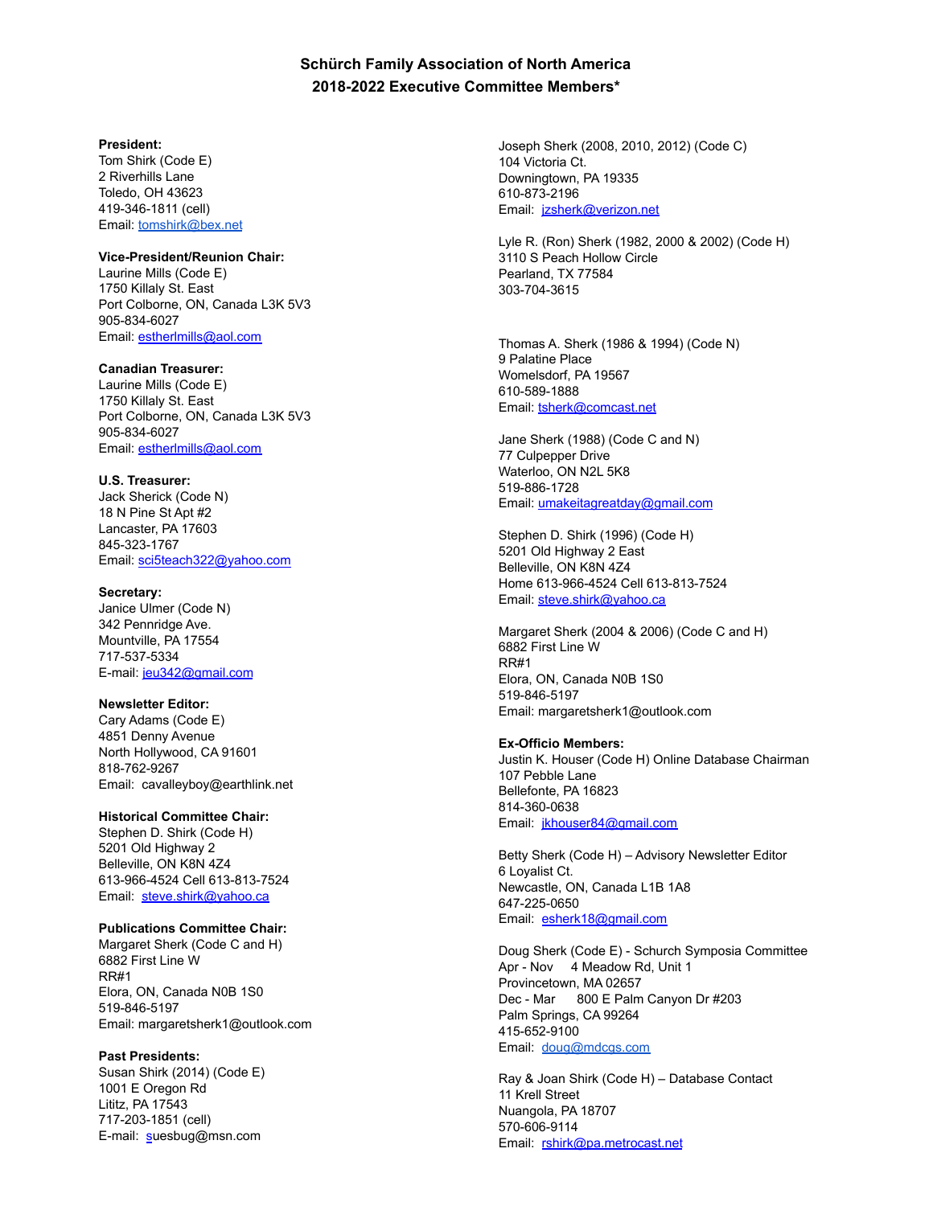# Schürch Family Association of North America
## 2018-2022 Executive Committee Members*

**President:**
Tom Shirk (Code E)
2 Riverhills Lane
Toledo, OH 43623
419-346-1811 (cell)
Email: tomshirk@bex.net

**Vice-President/Reunion Chair:**
Laurine Mills (Code E)
1750 Killaly St. East
Port Colborne, ON, Canada L3K 5V3
905-834-6027
Email: estherlmills@aol.com

**Canadian Treasurer:**
Laurine Mills (Code E)
1750 Killaly St. East
Port Colborne, ON, Canada L3K 5V3
905-834-6027
Email: estherlmills@aol.com

**U.S. Treasurer:**
Jack Sherick (Code N)
18 N Pine St Apt #2
Lancaster, PA 17603
845-323-1767
Email: sci5teach322@yahoo.com

**Secretary:**
Janice Ulmer (Code N)
342 Pennridge Ave.
Mountville, PA 17554
717-537-5334
E-mail: jeu342@gmail.com

**Newsletter Editor:**
Cary Adams (Code E)
4851 Denny Avenue
North Hollywood, CA 91601
818-762-9267
Email: cavalleyboy@earthlink.net

**Historical Committee Chair:**
Stephen D. Shirk (Code H)
5201 Old Highway 2
Belleville, ON K8N 4Z4
613-966-4524 Cell 613-813-7524
Email: steve.shirk@yahoo.ca

**Publications Committee Chair:**
Margaret Sherk (Code C and H)
6882 First Line W
RR#1
Elora, ON, Canada N0B 1S0
519-846-5197
Email: margaretsherk1@outlook.com

**Past Presidents:**
Susan Shirk (2014) (Code E)
1001 E Oregon Rd
Lititz, PA 17543
717-203-1851 (cell)
E-mail: suesbug@msn.com

Joseph Sherk (2008, 2010, 2012) (Code C)
104 Victoria Ct.
Downingtown, PA 19335
610-873-2196
Email: jzsherk@verizon.net

Lyle R. (Ron) Sherk (1982, 2000 & 2002) (Code H)
3110 S Peach Hollow Circle
Pearland, TX 77584
303-704-3615

Thomas A. Sherk (1986 & 1994) (Code N)
9 Palatine Place
Womelsdorf, PA 19567
610-589-1888
Email: tsherk@comcast.net

Jane Sherk (1988) (Code C and N)
77 Culpepper Drive
Waterloo, ON N2L 5K8
519-886-1728
Email: umakeitagreatday@gmail.com

Stephen D. Shirk (1996) (Code H)
5201 Old Highway 2 East
Belleville, ON K8N 4Z4
Home 613-966-4524 Cell 613-813-7524
Email: steve.shirk@yahoo.ca

Margaret Sherk (2004 & 2006) (Code C and H)
6882 First Line W
RR#1
Elora, ON, Canada N0B 1S0
519-846-5197
Email: margaretsherk1@outlook.com

**Ex-Officio Members:**
Justin K. Houser (Code H) Online Database Chairman
107 Pebble Lane
Bellefonte, PA 16823
814-360-0638
Email: jkhouser84@gmail.com

Betty Sherk (Code H) – Advisory Newsletter Editor
6 Loyalist Ct.
Newcastle, ON, Canada L1B 1A8
647-225-0650
Email: esherk18@gmail.com

Doug Sherk (Code E) - Schurch Symposia Committee
Apr - Nov 4 Meadow Rd, Unit 1
Provincetown, MA 02657
Dec - Mar 800 E Palm Canyon Dr #203
Palm Springs, CA 99264
415-652-9100
Email: doug@mdcgs.com

Ray & Joan Shirk (Code H) – Database Contact
11 Krell Street
Nuangola, PA 18707
570-606-9114
Email: rshirk@pa.metrocast.net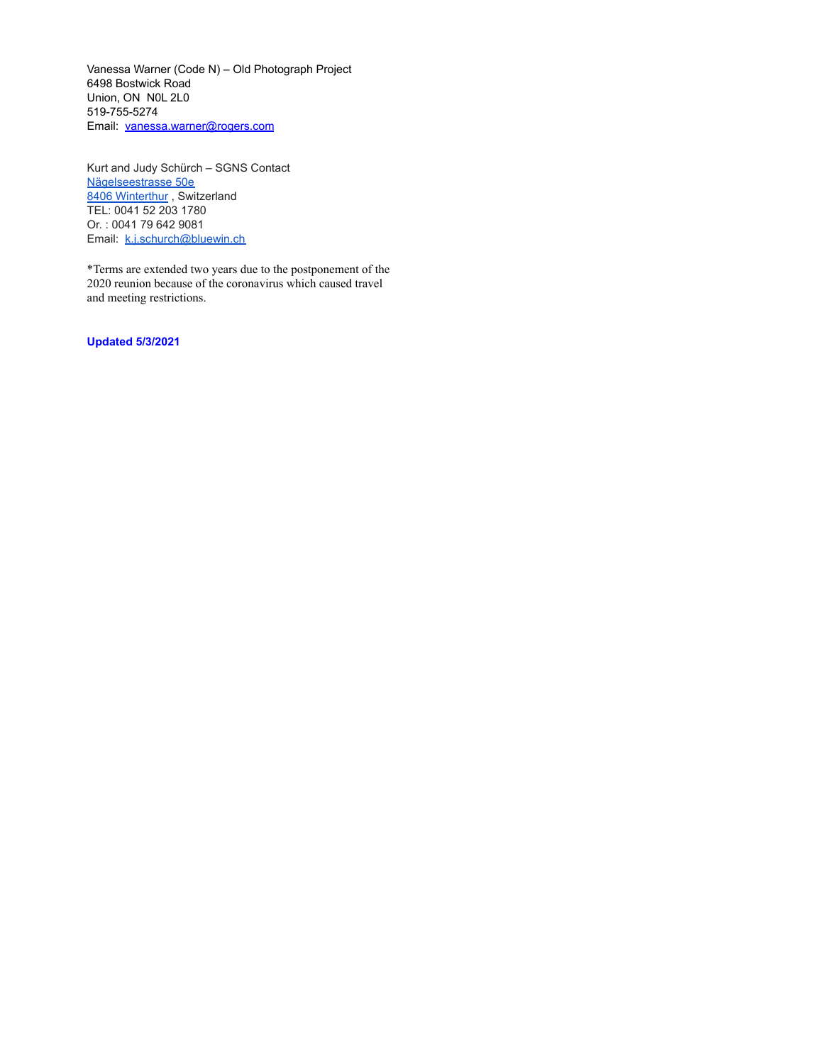Vanessa Warner (Code N) – Old Photograph Project
6498 Bostwick Road
Union, ON  N0L 2L0
519-755-5274
Email:  vanessa.warner@rogers.com

Kurt and Judy Schürch – SGNS Contact
Nägelseestrasse 50e
8406 Winterthur , Switzerland
TEL: 0041 52 203 1780
Or. : 0041 79 642 9081
Email:  k.j.schurch@bluewin.ch

*Terms are extended two years due to the postponement of the 2020 reunion because of the coronavirus which caused travel and meeting restrictions.

**Updated 5/3/2021**